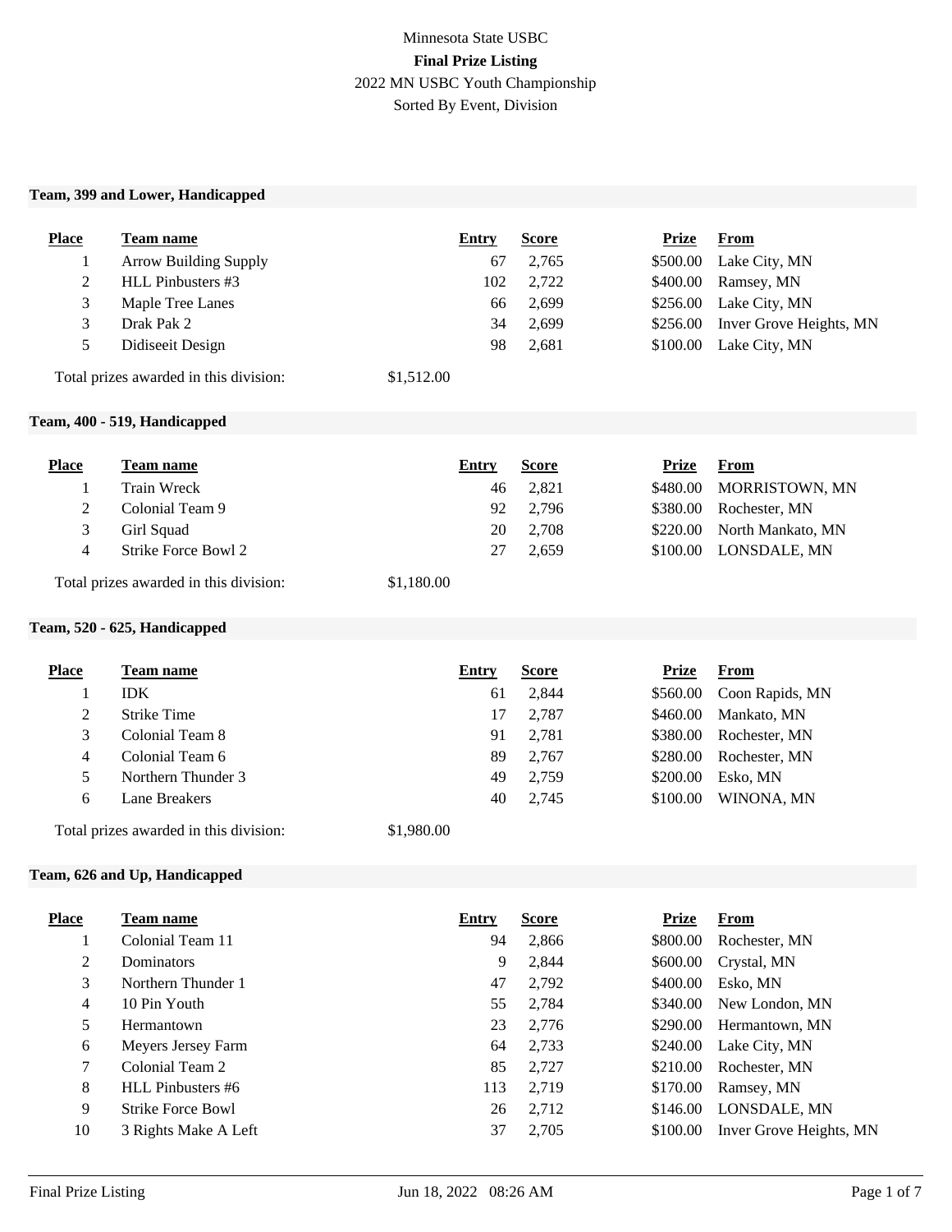Minnesota State USBC

**Final Prize Listing**

2022 MN USBC Youth Championship

Sorted By Event, Division

### Team, 399 and Lower, Handicapped

| Place | Team name | Entry | Score | Prize | From |
|---|---|---|---|---|---|
| 1 | Arrow Building Supply | 67 | 2,765 | $500.00 | Lake City, MN |
| 2 | HLL Pinbusters #3 | 102 | 2,722 | $400.00 | Ramsey, MN |
| 3 | Maple Tree Lanes | 66 | 2,699 | $256.00 | Lake City, MN |
| 3 | Drak Pak 2 | 34 | 2,699 | $256.00 | Inver Grove Heights, MN |
| 5 | Didiseeit Design | 98 | 2,681 | $100.00 | Lake City, MN |

Total prizes awarded in this division: $1,512.00

### Team, 400 - 519, Handicapped

| Place | Team name | Entry | Score | Prize | From |
|---|---|---|---|---|---|
| 1 | Train Wreck | 46 | 2,821 | $480.00 | MORRISTOWN, MN |
| 2 | Colonial Team 9 | 92 | 2,796 | $380.00 | Rochester, MN |
| 3 | Girl Squad | 20 | 2,708 | $220.00 | North Mankato, MN |
| 4 | Strike Force Bowl 2 | 27 | 2,659 | $100.00 | LONSDALE, MN |

Total prizes awarded in this division: $1,180.00

### Team, 520 - 625, Handicapped

| Place | Team name | Entry | Score | Prize | From |
|---|---|---|---|---|---|
| 1 | IDK | 61 | 2,844 | $560.00 | Coon Rapids, MN |
| 2 | Strike Time | 17 | 2,787 | $460.00 | Mankato, MN |
| 3 | Colonial Team 8 | 91 | 2,781 | $380.00 | Rochester, MN |
| 4 | Colonial Team 6 | 89 | 2,767 | $280.00 | Rochester, MN |
| 5 | Northern Thunder 3 | 49 | 2,759 | $200.00 | Esko, MN |
| 6 | Lane Breakers | 40 | 2,745 | $100.00 | WINONA, MN |

Total prizes awarded in this division: $1,980.00

### Team, 626 and Up, Handicapped

| Place | Team name | Entry | Score | Prize | From |
|---|---|---|---|---|---|
| 1 | Colonial Team 11 | 94 | 2,866 | $800.00 | Rochester, MN |
| 2 | Dominators | 9 | 2,844 | $600.00 | Crystal, MN |
| 3 | Northern Thunder 1 | 47 | 2,792 | $400.00 | Esko, MN |
| 4 | 10 Pin Youth | 55 | 2,784 | $340.00 | New London, MN |
| 5 | Hermantown | 23 | 2,776 | $290.00 | Hermantown, MN |
| 6 | Meyers Jersey Farm | 64 | 2,733 | $240.00 | Lake City, MN |
| 7 | Colonial Team 2 | 85 | 2,727 | $210.00 | Rochester, MN |
| 8 | HLL Pinbusters #6 | 113 | 2,719 | $170.00 | Ramsey, MN |
| 9 | Strike Force Bowl | 26 | 2,712 | $146.00 | LONSDALE, MN |
| 10 | 3 Rights Make A Left | 37 | 2,705 | $100.00 | Inver Grove Heights, MN |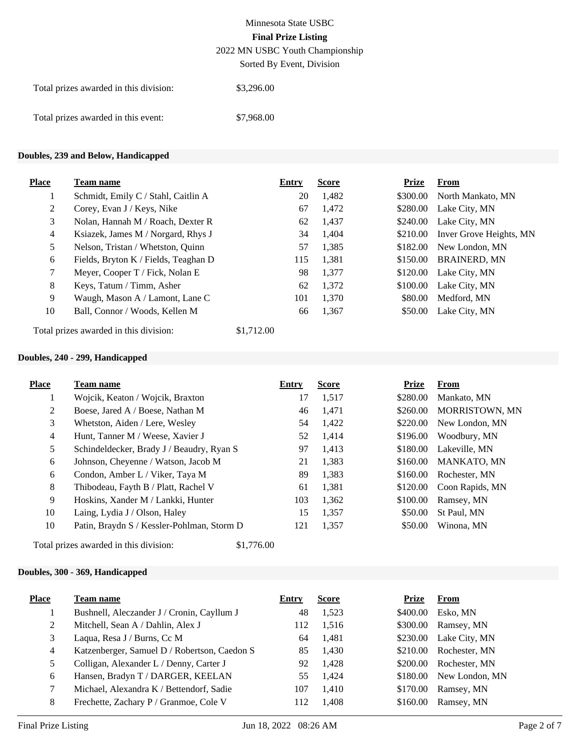Total prizes awarded in this division: $3,296.00

Total prizes awarded in this event: $7,968.00

## Doubles, 239 and Below, Handicapped

| Place | Team name | Entry | Score | Prize | From |
|---|---|---|---|---|---|
| 1 | Schmidt, Emily C / Stahl, Caitlin A | 20 | 1,482 | $300.00 | North Mankato, MN |
| 2 | Corey, Evan J / Keys, Nike | 67 | 1,472 | $280.00 | Lake City, MN |
| 3 | Nolan, Hannah M / Roach, Dexter R | 62 | 1,437 | $240.00 | Lake City, MN |
| 4 | Ksiazek, James M / Norgard, Rhys J | 34 | 1,404 | $210.00 | Inver Grove Heights, MN |
| 5 | Nelson, Tristan / Whetston, Quinn | 57 | 1,385 | $182.00 | New London, MN |
| 6 | Fields, Bryton K / Fields, Teaghan D | 115 | 1,381 | $150.00 | BRAINERD, MN |
| 7 | Meyer, Cooper T / Fick, Nolan E | 98 | 1,377 | $120.00 | Lake City, MN |
| 8 | Keys, Tatum / Timm, Asher | 62 | 1,372 | $100.00 | Lake City, MN |
| 9 | Waugh, Mason A / Lamont, Lane C | 101 | 1,370 | $80.00 | Medford, MN |
| 10 | Ball, Connor / Woods, Kellen M | 66 | 1,367 | $50.00 | Lake City, MN |

Total prizes awarded in this division: $1,712.00

## Doubles, 240 - 299, Handicapped

| Place | Team name | Entry | Score | Prize | From |
|---|---|---|---|---|---|
| 1 | Wojcik, Keaton / Wojcik, Braxton | 17 | 1,517 | $280.00 | Mankato, MN |
| 2 | Boese, Jared A / Boese, Nathan M | 46 | 1,471 | $260.00 | MORRISTOWN, MN |
| 3 | Whetston, Aiden / Lere, Wesley | 54 | 1,422 | $220.00 | New London, MN |
| 4 | Hunt, Tanner M / Weese, Xavier J | 52 | 1,414 | $196.00 | Woodbury, MN |
| 5 | Schindeldecker, Brady J / Beaudry, Ryan S | 97 | 1,413 | $180.00 | Lakeville, MN |
| 6 | Johnson, Cheyenne / Watson, Jacob M | 21 | 1,383 | $160.00 | MANKATO, MN |
| 6 | Condon, Amber L / Viker, Taya M | 89 | 1,383 | $160.00 | Rochester, MN |
| 8 | Thibodeau, Fayth B / Platt, Rachel V | 61 | 1,381 | $120.00 | Coon Rapids, MN |
| 9 | Hoskins, Xander M / Lankki, Hunter | 103 | 1,362 | $100.00 | Ramsey, MN |
| 10 | Laing, Lydia J / Olson, Haley | 15 | 1,357 | $50.00 | St Paul, MN |
| 10 | Patin, Braydn S / Kessler-Pohlman, Storm D | 121 | 1,357 | $50.00 | Winona, MN |

Total prizes awarded in this division: $1,776.00

## Doubles, 300 - 369, Handicapped

| Place | Team name | Entry | Score | Prize | From |
|---|---|---|---|---|---|
| 1 | Bushnell, Aleczander J / Cronin, Cayllum J | 48 | 1,523 | $400.00 | Esko, MN |
| 2 | Mitchell, Sean A / Dahlin, Alex J | 112 | 1,516 | $300.00 | Ramsey, MN |
| 3 | Laqua, Resa J / Burns, Cc M | 64 | 1,481 | $230.00 | Lake City, MN |
| 4 | Katzenberger, Samuel D / Robertson, Caedon S | 85 | 1,430 | $210.00 | Rochester, MN |
| 5 | Colligan, Alexander L / Denny, Carter J | 92 | 1,428 | $200.00 | Rochester, MN |
| 6 | Hansen, Bradyn T / DARGER, KEELAN | 55 | 1,424 | $180.00 | New London, MN |
| 7 | Michael, Alexandra K / Bettendorf, Sadie | 107 | 1,410 | $170.00 | Ramsey, MN |
| 8 | Frechette, Zachary P / Granmoe, Cole V | 112 | 1,408 | $160.00 | Ramsey, MN |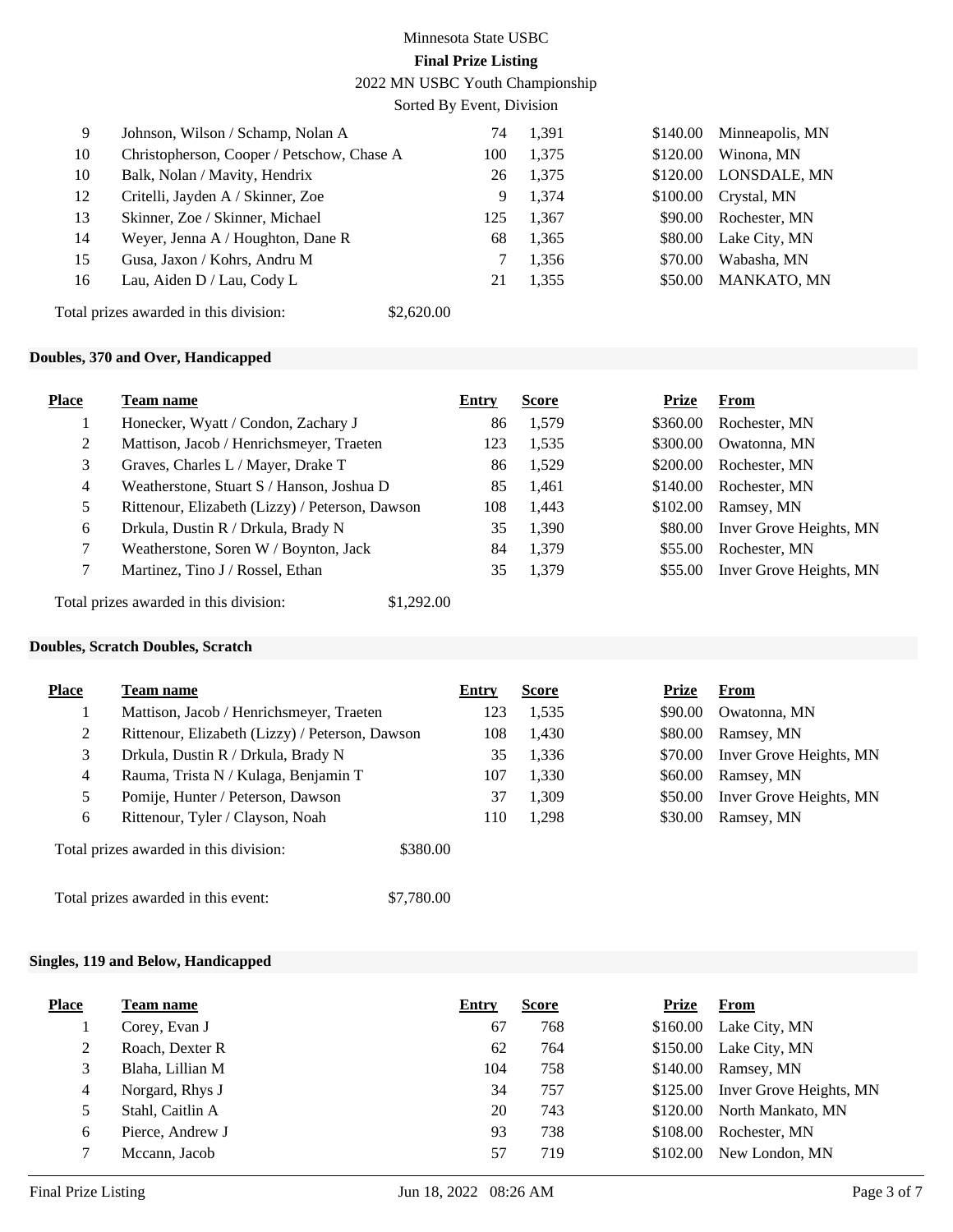Minnesota State USBC

**Final Prize Listing**

2022 MN USBC Youth Championship

Sorted By Event, Division

| Place | Team name | Entry | Score | Prize | From |
|---|---|---|---|---|---|
| 9 | Johnson, Wilson / Schamp, Nolan A | 74 | 1,391 | $140.00 | Minneapolis, MN |
| 10 | Christopherson, Cooper / Petschow, Chase A | 100 | 1,375 | $120.00 | Winona, MN |
| 10 | Balk, Nolan / Mavity, Hendrix | 26 | 1,375 | $120.00 | LONSDALE, MN |
| 12 | Critelli, Jayden A / Skinner, Zoe | 9 | 1,374 | $100.00 | Crystal, MN |
| 13 | Skinner, Zoe / Skinner, Michael | 125 | 1,367 | $90.00 | Rochester, MN |
| 14 | Weyer, Jenna A / Houghton, Dane R | 68 | 1,365 | $80.00 | Lake City, MN |
| 15 | Gusa, Jaxon / Kohrs, Andru M | 7 | 1,356 | $70.00 | Wabasha, MN |
| 16 | Lau, Aiden D / Lau, Cody L | 21 | 1,355 | $50.00 | MANKATO, MN |

Total prizes awarded in this division: $2,620.00

### Doubles, 370 and Over, Handicapped

| Place | Team name | Entry | Score | Prize | From |
|---|---|---|---|---|---|
| 1 | Honecker, Wyatt / Condon, Zachary J | 86 | 1,579 | $360.00 | Rochester, MN |
| 2 | Mattison, Jacob / Henrichsmeyer, Traeten | 123 | 1,535 | $300.00 | Owatonna, MN |
| 3 | Graves, Charles L / Mayer, Drake T | 86 | 1,529 | $200.00 | Rochester, MN |
| 4 | Weatherstone, Stuart S / Hanson, Joshua D | 85 | 1,461 | $140.00 | Rochester, MN |
| 5 | Rittenour, Elizabeth (Lizzy) / Peterson, Dawson | 108 | 1,443 | $102.00 | Ramsey, MN |
| 6 | Drkula, Dustin R / Drkula, Brady N | 35 | 1,390 | $80.00 | Inver Grove Heights, MN |
| 7 | Weatherstone, Soren W / Boynton, Jack | 84 | 1,379 | $55.00 | Rochester, MN |
| 7 | Martinez, Tino J / Rossel, Ethan | 35 | 1,379 | $55.00 | Inver Grove Heights, MN |

Total prizes awarded in this division: $1,292.00

### Doubles, Scratch Doubles, Scratch

| Place | Team name | Entry | Score | Prize | From |
|---|---|---|---|---|---|
| 1 | Mattison, Jacob / Henrichsmeyer, Traeten | 123 | 1,535 | $90.00 | Owatonna, MN |
| 2 | Rittenour, Elizabeth (Lizzy) / Peterson, Dawson | 108 | 1,430 | $80.00 | Ramsey, MN |
| 3 | Drkula, Dustin R / Drkula, Brady N | 35 | 1,336 | $70.00 | Inver Grove Heights, MN |
| 4 | Rauma, Trista N / Kulaga, Benjamin T | 107 | 1,330 | $60.00 | Ramsey, MN |
| 5 | Pomije, Hunter / Peterson, Dawson | 37 | 1,309 | $50.00 | Inver Grove Heights, MN |
| 6 | Rittenour, Tyler / Clayson, Noah | 110 | 1,298 | $30.00 | Ramsey, MN |

Total prizes awarded in this division: $380.00

Total prizes awarded in this event: $7,780.00

### Singles, 119 and Below, Handicapped

| Place | Team name | Entry | Score | Prize | From |
|---|---|---|---|---|---|
| 1 | Corey, Evan J | 67 | 768 | $160.00 | Lake City, MN |
| 2 | Roach, Dexter R | 62 | 764 | $150.00 | Lake City, MN |
| 3 | Blaha, Lillian M | 104 | 758 | $140.00 | Ramsey, MN |
| 4 | Norgard, Rhys J | 34 | 757 | $125.00 | Inver Grove Heights, MN |
| 5 | Stahl, Caitlin A | 20 | 743 | $120.00 | North Mankato, MN |
| 6 | Pierce, Andrew J | 93 | 738 | $108.00 | Rochester, MN |
| 7 | Mccann, Jacob | 57 | 719 | $102.00 | New London, MN |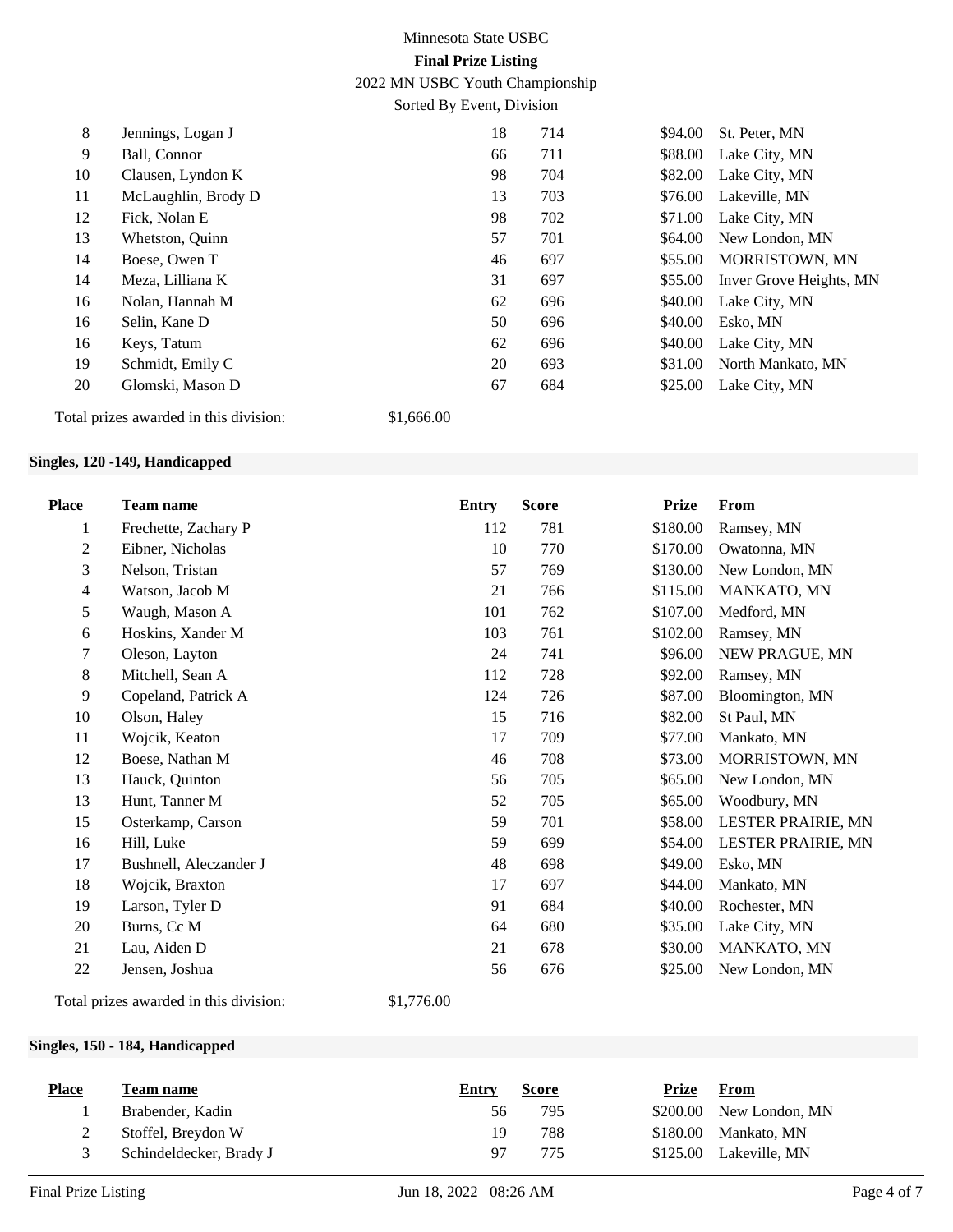| Place | Team name | Entry | Score | Prize | From |
|---|---|---|---|---|---|
| 8 | Jennings, Logan J | 18 | 714 | $94.00 | St. Peter, MN |
| 9 | Ball, Connor | 66 | 711 | $88.00 | Lake City, MN |
| 10 | Clausen, Lyndon K | 98 | 704 | $82.00 | Lake City, MN |
| 11 | McLaughlin, Brody D | 13 | 703 | $76.00 | Lakeville, MN |
| 12 | Fick, Nolan E | 98 | 702 | $71.00 | Lake City, MN |
| 13 | Whetston, Quinn | 57 | 701 | $64.00 | New London, MN |
| 14 | Boese, Owen T | 46 | 697 | $55.00 | MORRISTOWN, MN |
| 14 | Meza, Lilliana K | 31 | 697 | $55.00 | Inver Grove Heights, MN |
| 16 | Nolan, Hannah M | 62 | 696 | $40.00 | Lake City, MN |
| 16 | Selin, Kane D | 50 | 696 | $40.00 | Esko, MN |
| 16 | Keys, Tatum | 62 | 696 | $40.00 | Lake City, MN |
| 19 | Schmidt, Emily C | 20 | 693 | $31.00 | North Mankato, MN |
| 20 | Glomski, Mason D | 67 | 684 | $25.00 | Lake City, MN |

Total prizes awarded in this division: $1,666.00

**Singles, 120 -149, Handicapped**

| Place | Team name | Entry | Score | Prize | From |
|---|---|---|---|---|---|
| 1 | Frechette, Zachary P | 112 | 781 | $180.00 | Ramsey, MN |
| 2 | Eibner, Nicholas | 10 | 770 | $170.00 | Owatonna, MN |
| 3 | Nelson, Tristan | 57 | 769 | $130.00 | New London, MN |
| 4 | Watson, Jacob M | 21 | 766 | $115.00 | MANKATO, MN |
| 5 | Waugh, Mason A | 101 | 762 | $107.00 | Medford, MN |
| 6 | Hoskins, Xander M | 103 | 761 | $102.00 | Ramsey, MN |
| 7 | Oleson, Layton | 24 | 741 | $96.00 | NEW PRAGUE, MN |
| 8 | Mitchell, Sean A | 112 | 728 | $92.00 | Ramsey, MN |
| 9 | Copeland, Patrick A | 124 | 726 | $87.00 | Bloomington, MN |
| 10 | Olson, Haley | 15 | 716 | $82.00 | St Paul, MN |
| 11 | Wojcik, Keaton | 17 | 709 | $77.00 | Mankato, MN |
| 12 | Boese, Nathan M | 46 | 708 | $73.00 | MORRISTOWN, MN |
| 13 | Hauck, Quinton | 56 | 705 | $65.00 | New London, MN |
| 13 | Hunt, Tanner M | 52 | 705 | $65.00 | Woodbury, MN |
| 15 | Osterkamp, Carson | 59 | 701 | $58.00 | LESTER PRAIRIE, MN |
| 16 | Hill, Luke | 59 | 699 | $54.00 | LESTER PRAIRIE, MN |
| 17 | Bushnell, Aleczander J | 48 | 698 | $49.00 | Esko, MN |
| 18 | Wojcik, Braxton | 17 | 697 | $44.00 | Mankato, MN |
| 19 | Larson, Tyler D | 91 | 684 | $40.00 | Rochester, MN |
| 20 | Burns, Cc M | 64 | 680 | $35.00 | Lake City, MN |
| 21 | Lau, Aiden D | 21 | 678 | $30.00 | MANKATO, MN |
| 22 | Jensen, Joshua | 56 | 676 | $25.00 | New London, MN |

Total prizes awarded in this division: $1,776.00

**Singles, 150 - 184, Handicapped**

| Place | Team name | Entry | Score | Prize | From |
|---|---|---|---|---|---|
| 1 | Brabender, Kadin | 56 | 795 | $200.00 | New London, MN |
| 2 | Stoffel, Breydon W | 19 | 788 | $180.00 | Mankato, MN |
| 3 | Schindeldecker, Brady J | 97 | 775 | $125.00 | Lakeville, MN |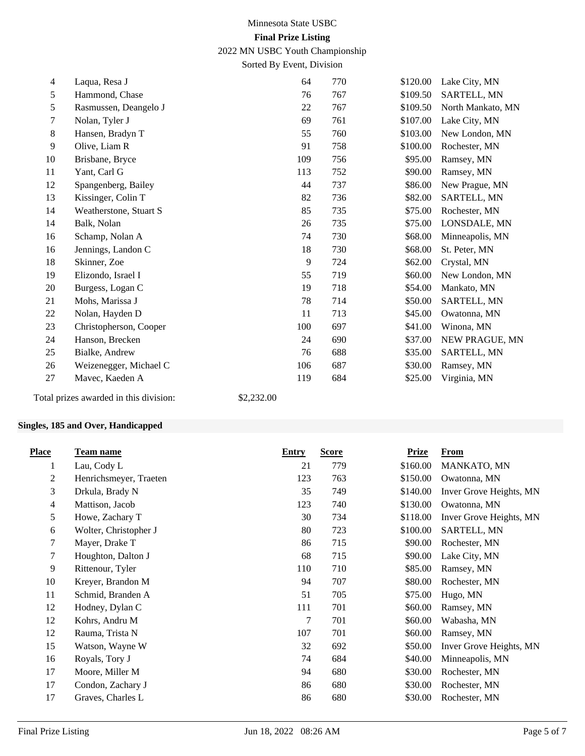Minnesota State USBC

**Final Prize Listing**

2022 MN USBC Youth Championship

Sorted By Event, Division

| Place | Team name | Entry | Score | Prize | From |
|---|---|---|---|---|---|
| 4 | Laqua, Resa J | 64 | 770 | $120.00 | Lake City, MN |
| 5 | Hammond, Chase | 76 | 767 | $109.50 | SARTELL, MN |
| 5 | Rasmussen, Deangelo J | 22 | 767 | $109.50 | North Mankato, MN |
| 7 | Nolan, Tyler J | 69 | 761 | $107.00 | Lake City, MN |
| 8 | Hansen, Bradyn T | 55 | 760 | $103.00 | New London, MN |
| 9 | Olive, Liam R | 91 | 758 | $100.00 | Rochester, MN |
| 10 | Brisbane, Bryce | 109 | 756 | $95.00 | Ramsey, MN |
| 11 | Yant, Carl G | 113 | 752 | $90.00 | Ramsey, MN |
| 12 | Spangenberg, Bailey | 44 | 737 | $86.00 | New Prague, MN |
| 13 | Kissinger, Colin T | 82 | 736 | $82.00 | SARTELL, MN |
| 14 | Weatherstone, Stuart S | 85 | 735 | $75.00 | Rochester, MN |
| 14 | Balk, Nolan | 26 | 735 | $75.00 | LONSDALE, MN |
| 16 | Schamp, Nolan A | 74 | 730 | $68.00 | Minneapolis, MN |
| 16 | Jennings, Landon C | 18 | 730 | $68.00 | St. Peter, MN |
| 18 | Skinner, Zoe | 9 | 724 | $62.00 | Crystal, MN |
| 19 | Elizondo, Israel I | 55 | 719 | $60.00 | New London, MN |
| 20 | Burgess, Logan C | 19 | 718 | $54.00 | Mankato, MN |
| 21 | Mohs, Marissa J | 78 | 714 | $50.00 | SARTELL, MN |
| 22 | Nolan, Hayden D | 11 | 713 | $45.00 | Owatonna, MN |
| 23 | Christopherson, Cooper | 100 | 697 | $41.00 | Winona, MN |
| 24 | Hanson, Brecken | 24 | 690 | $37.00 | NEW PRAGUE, MN |
| 25 | Bialke, Andrew | 76 | 688 | $35.00 | SARTELL, MN |
| 26 | Weizenegger, Michael C | 106 | 687 | $30.00 | Ramsey, MN |
| 27 | Mavec, Kaeden A | 119 | 684 | $25.00 | Virginia, MN |

Total prizes awarded in this division: $2,232.00

**Singles, 185 and Over, Handicapped**

| Place | Team name | Entry | Score | Prize | From |
|---|---|---|---|---|---|
| 1 | Lau, Cody L | 21 | 779 | $160.00 | MANKATO, MN |
| 2 | Henrichsmeyer, Traeten | 123 | 763 | $150.00 | Owatonna, MN |
| 3 | Drkula, Brady N | 35 | 749 | $140.00 | Inver Grove Heights, MN |
| 4 | Mattison, Jacob | 123 | 740 | $130.00 | Owatonna, MN |
| 5 | Howe, Zachary T | 30 | 734 | $118.00 | Inver Grove Heights, MN |
| 6 | Wolter, Christopher J | 80 | 723 | $100.00 | SARTELL, MN |
| 7 | Mayer, Drake T | 86 | 715 | $90.00 | Rochester, MN |
| 7 | Houghton, Dalton J | 68 | 715 | $90.00 | Lake City, MN |
| 9 | Rittenour, Tyler | 110 | 710 | $85.00 | Ramsey, MN |
| 10 | Kreyer, Brandon M | 94 | 707 | $80.00 | Rochester, MN |
| 11 | Schmid, Branden A | 51 | 705 | $75.00 | Hugo, MN |
| 12 | Hodney, Dylan C | 111 | 701 | $60.00 | Ramsey, MN |
| 12 | Kohrs, Andru M | 7 | 701 | $60.00 | Wabasha, MN |
| 12 | Rauma, Trista N | 107 | 701 | $60.00 | Ramsey, MN |
| 15 | Watson, Wayne W | 32 | 692 | $50.00 | Inver Grove Heights, MN |
| 16 | Royals, Tory J | 74 | 684 | $40.00 | Minneapolis, MN |
| 17 | Moore, Miller M | 94 | 680 | $30.00 | Rochester, MN |
| 17 | Condon, Zachary J | 86 | 680 | $30.00 | Rochester, MN |
| 17 | Graves, Charles L | 86 | 680 | $30.00 | Rochester, MN |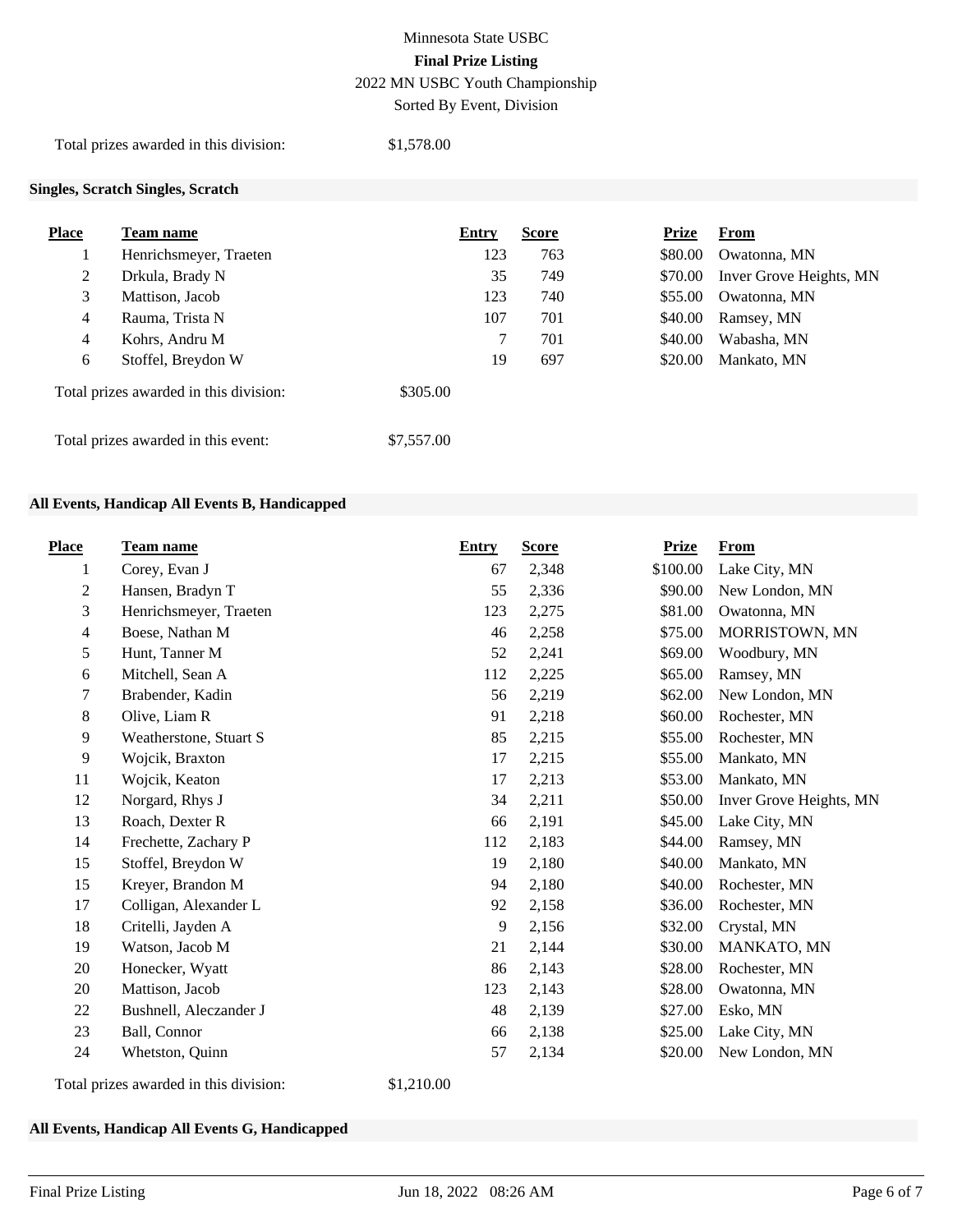Minnesota State USBC

**Final Prize Listing**

2022 MN USBC Youth Championship

Sorted By Event, Division

Total prizes awarded in this division: $1,578.00

### Singles, Scratch Singles, Scratch

| Place | Team name | Entry | Score | Prize | From |
|---|---|---|---|---|---|
| 1 | Henrichsmeyer, Traeten | 123 | 763 | $80.00 | Owatonna, MN |
| 2 | Drkula, Brady N | 35 | 749 | $70.00 | Inver Grove Heights, MN |
| 3 | Mattison, Jacob | 123 | 740 | $55.00 | Owatonna, MN |
| 4 | Rauma, Trista N | 107 | 701 | $40.00 | Ramsey, MN |
| 4 | Kohrs, Andru M | 7 | 701 | $40.00 | Wabasha, MN |
| 6 | Stoffel, Breydon W | 19 | 697 | $20.00 | Mankato, MN |

Total prizes awarded in this division: $305.00

Total prizes awarded in this event: $7,557.00

### All Events, Handicap All Events B, Handicapped

| Place | Team name | Entry | Score | Prize | From |
|---|---|---|---|---|---|
| 1 | Corey, Evan J | 67 | 2,348 | $100.00 | Lake City, MN |
| 2 | Hansen, Bradyn T | 55 | 2,336 | $90.00 | New London, MN |
| 3 | Henrichsmeyer, Traeten | 123 | 2,275 | $81.00 | Owatonna, MN |
| 4 | Boese, Nathan M | 46 | 2,258 | $75.00 | MORRISTOWN, MN |
| 5 | Hunt, Tanner M | 52 | 2,241 | $69.00 | Woodbury, MN |
| 6 | Mitchell, Sean A | 112 | 2,225 | $65.00 | Ramsey, MN |
| 7 | Brabender, Kadin | 56 | 2,219 | $62.00 | New London, MN |
| 8 | Olive, Liam R | 91 | 2,218 | $60.00 | Rochester, MN |
| 9 | Weatherstone, Stuart S | 85 | 2,215 | $55.00 | Rochester, MN |
| 9 | Wojcik, Braxton | 17 | 2,215 | $55.00 | Mankato, MN |
| 11 | Wojcik, Keaton | 17 | 2,213 | $53.00 | Mankato, MN |
| 12 | Norgard, Rhys J | 34 | 2,211 | $50.00 | Inver Grove Heights, MN |
| 13 | Roach, Dexter R | 66 | 2,191 | $45.00 | Lake City, MN |
| 14 | Frechette, Zachary P | 112 | 2,183 | $44.00 | Ramsey, MN |
| 15 | Stoffel, Breydon W | 19 | 2,180 | $40.00 | Mankato, MN |
| 15 | Kreyer, Brandon M | 94 | 2,180 | $40.00 | Rochester, MN |
| 17 | Colligan, Alexander L | 92 | 2,158 | $36.00 | Rochester, MN |
| 18 | Critelli, Jayden A | 9 | 2,156 | $32.00 | Crystal, MN |
| 19 | Watson, Jacob M | 21 | 2,144 | $30.00 | MANKATO, MN |
| 20 | Honecker, Wyatt | 86 | 2,143 | $28.00 | Rochester, MN |
| 20 | Mattison, Jacob | 123 | 2,143 | $28.00 | Owatonna, MN |
| 22 | Bushnell, Aleczander J | 48 | 2,139 | $27.00 | Esko, MN |
| 23 | Ball, Connor | 66 | 2,138 | $25.00 | Lake City, MN |
| 24 | Whetston, Quinn | 57 | 2,134 | $20.00 | New London, MN |

Total prizes awarded in this division: $1,210.00

### All Events, Handicap All Events G, Handicapped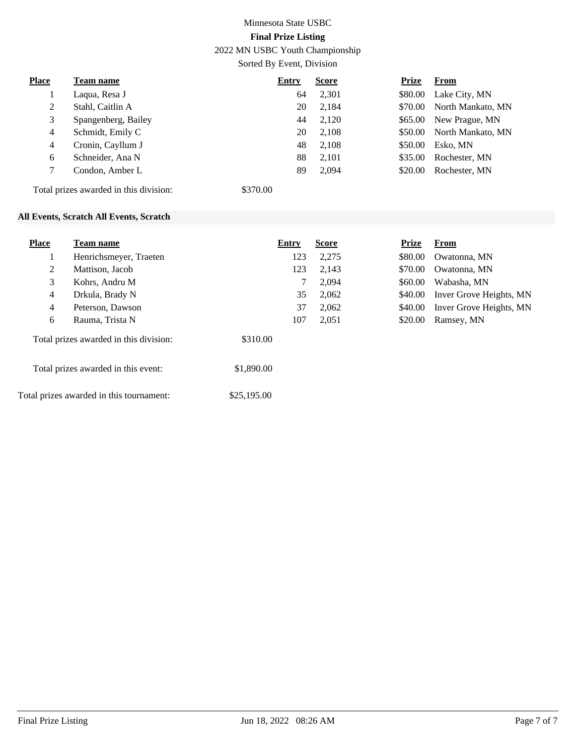Minnesota State USBC

**Final Prize Listing**

2022 MN USBC Youth Championship

Sorted By Event, Division

| Place | Team name | Entry | Score | Prize | From |
|---|---|---|---|---|---|
| 1 | Laqua, Resa J | 64 | 2,301 | $80.00 | Lake City, MN |
| 2 | Stahl, Caitlin A | 20 | 2,184 | $70.00 | North Mankato, MN |
| 3 | Spangenberg, Bailey | 44 | 2,120 | $65.00 | New Prague, MN |
| 4 | Schmidt, Emily C | 20 | 2,108 | $50.00 | North Mankato, MN |
| 4 | Cronin, Cayllum J | 48 | 2,108 | $50.00 | Esko, MN |
| 6 | Schneider, Ana N | 88 | 2,101 | $35.00 | Rochester, MN |
| 7 | Condon, Amber L | 89 | 2,094 | $20.00 | Rochester, MN |

Total prizes awarded in this division: $370.00

**All Events, Scratch All Events, Scratch**

| Place | Team name | Entry | Score | Prize | From |
|---|---|---|---|---|---|
| 1 | Henrichsmeyer, Traeten | 123 | 2,275 | $80.00 | Owatonna, MN |
| 2 | Mattison, Jacob | 123 | 2,143 | $70.00 | Owatonna, MN |
| 3 | Kohrs, Andru M | 7 | 2,094 | $60.00 | Wabasha, MN |
| 4 | Drkula, Brady N | 35 | 2,062 | $40.00 | Inver Grove Heights, MN |
| 4 | Peterson, Dawson | 37 | 2,062 | $40.00 | Inver Grove Heights, MN |
| 6 | Rauma, Trista N | 107 | 2,051 | $20.00 | Ramsey, MN |

Total prizes awarded in this division: $310.00

Total prizes awarded in this event: $1,890.00

Total prizes awarded in this tournament: $25,195.00

Final Prize Listing Jun 18, 2022 08:26 AM